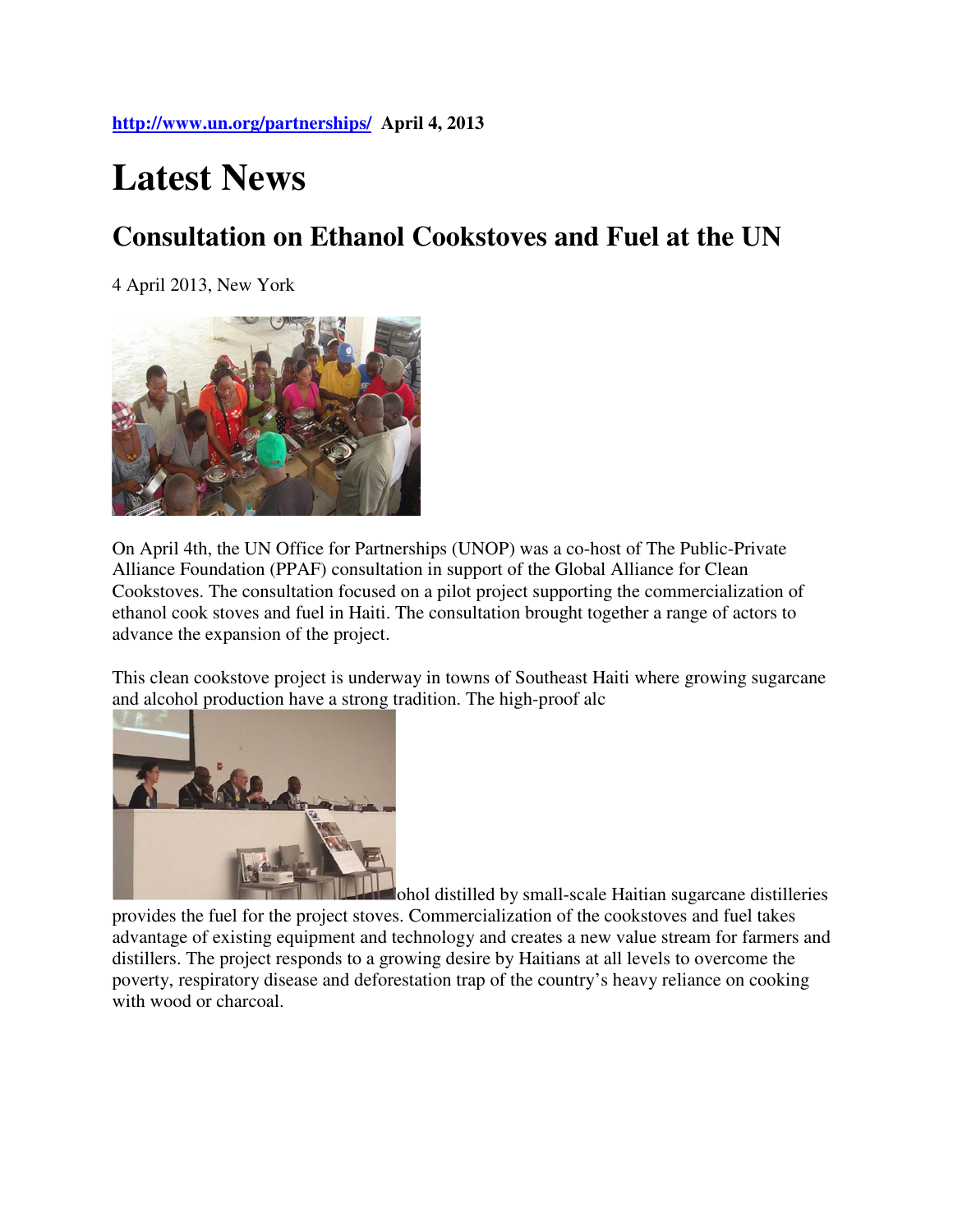http://www.un.org/partnerships/ **April 4, 2013**

# Latest News

## Consultation on Ethanol Cookstoves and Fuel at the UN

4 April 2013, New York

On April 4th, the UN Office for Partnerships (UNOP) was a co-host of The Public-Private Alliance Foundation (PPAF) consultation in support of the Global Alliance for Clean Cookstoves. The consultation focused on a pilot project supporting the commercialization of ethanol cook stoves and fuel in Haiti. The consultation brought together a range of actors to advance the expansion of the project.

This clean cookstove project is underway in towns of Southeast Haiti where growing sugarcane and alcohol production have a strong tradition. The high-proof alcohol distilled by small-scale Haitian sugarcane distilleries provides the fuel for the project stoves. Commercialization of the cookstoves and fuel takes advantage of existing equipment and technology and creates a new value stream for farmers and distillers. The project responds to a growing desire by Haitians at all levels to overcome the poverty, respiratory disease and deforestation trap of the country's heavy reliance on cooking with wood or charcoal.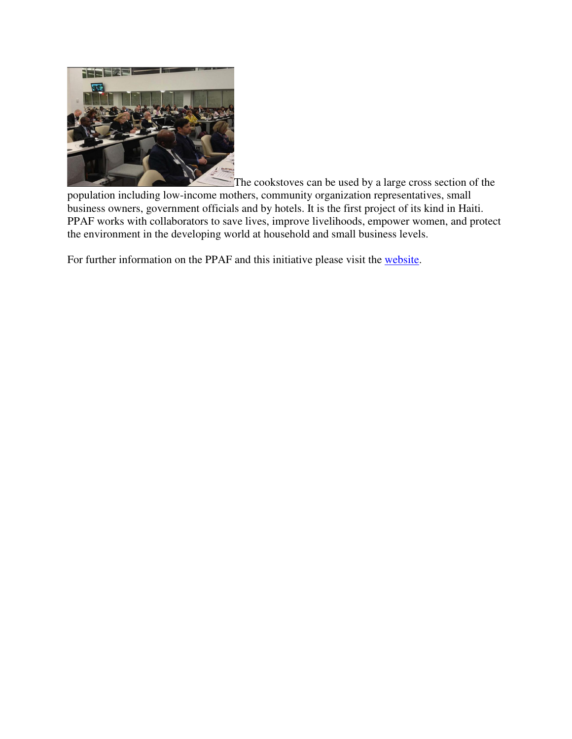The cookstoves can be used by a large cross section of the population including low-income mothers, community organization representatives, small business owners, government officials and by hotels. It is the first project of its kind in Haiti. PPAF works with collaborators to save lives, improve livelihoods, empower women, and protect the environment in the developing world at household and small business levels.

For further information on the PPAF and this initiative please visit the website.